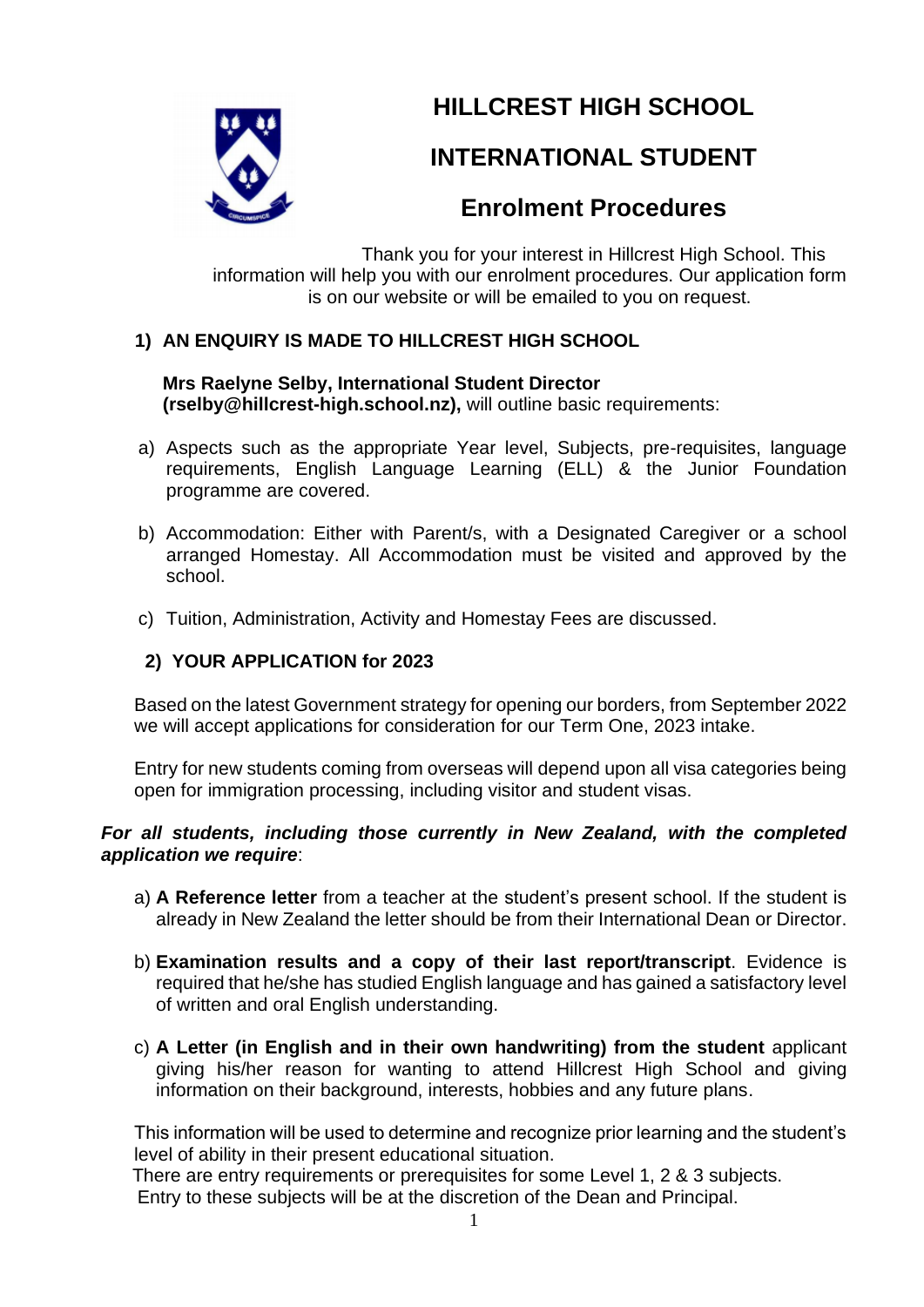# HILLCREST HIGH SCHOOL

# INTERNATIONAL STUDENT

## Enrolment Procedures

Thank you for your interest in Hillcrest High School. This information will help you with our enrolment procedures. Our application form is on our website or will be emailed to you on request.

### 1) AN ENQUIRY IS MADE TO HILLCREST HIGH SCHOOL

**Mrs Raelyne Selby, International Student Director (rselby@hillcrest-high.school.nz),** will outline basic requirements:

a) Aspects such as the appropriate Year level, Subjects, pre-requisites, language requirements, English Language Learning (ELL) & the Junior Foundation programme are covered.

b) Accommodation: Either with Parent/s, with a Designated Caregiver or a school arranged Homestay. All Accommodation must be visited and approved by the school.

c) Tuition, Administration, Activity and Homestay Fees are discussed.

### 2) YOUR APPLICATION for 2023

Based on the latest Government strategy for opening our borders, from September 2022 we will accept applications for consideration for our Term One, 2023 intake.

Entry for new students coming from overseas will depend upon all visa categories being open for immigration processing, including visitor and student visas.

***For all students, including those currently in New Zealand, with the completed application we require***:

a) **A Reference letter** from a teacher at the student's present school. If the student is already in New Zealand the letter should be from their International Dean or Director.

b) **Examination results and a copy of their last report/transcript**. Evidence is required that he/she has studied English language and has gained a satisfactory level of written and oral English understanding.

c) **A Letter (in English and in their own handwriting) from the student** applicant giving his/her reason for wanting to attend Hillcrest High School and giving information on their background, interests, hobbies and any future plans.

This information will be used to determine and recognize prior learning and the student's level of ability in their present educational situation.
There are entry requirements or prerequisites for some Level 1, 2 & 3 subjects.
Entry to these subjects will be at the discretion of the Dean and Principal.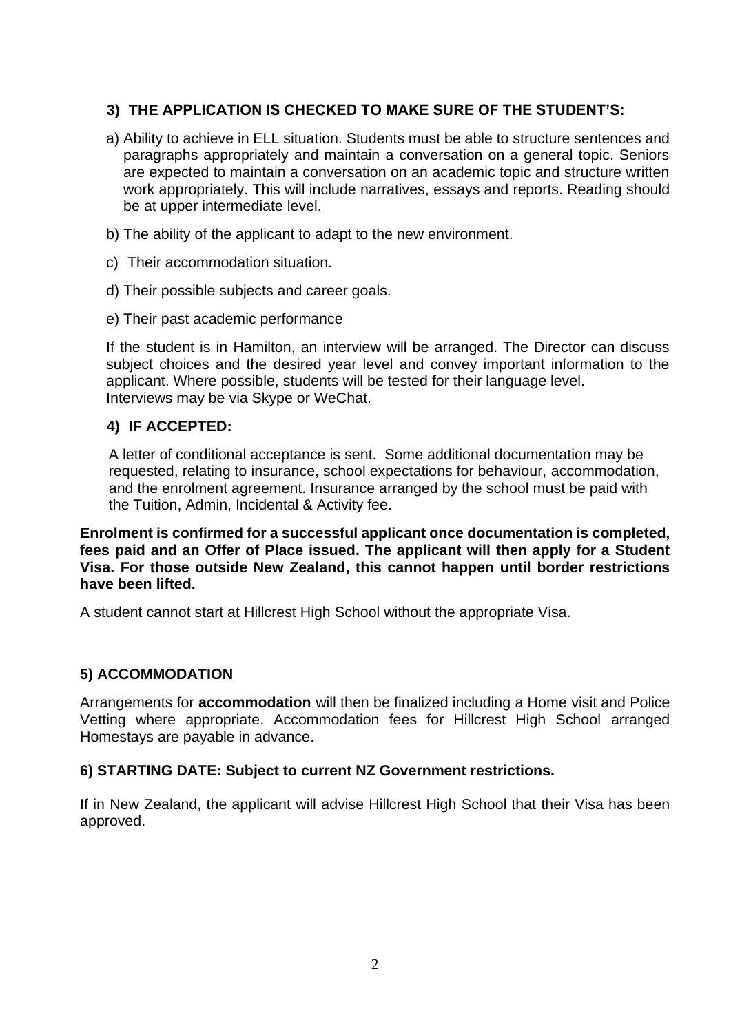### 3) THE APPLICATION IS CHECKED TO MAKE SURE OF THE STUDENT'S:

a) Ability to achieve in ELL situation. Students must be able to structure sentences and paragraphs appropriately and maintain a conversation on a general topic. Seniors are expected to maintain a conversation on an academic topic and structure written work appropriately. This will include narratives, essays and reports. Reading should be at upper intermediate level.

b) The ability of the applicant to adapt to the new environment.

c) Their accommodation situation.

d) Their possible subjects and career goals.

e) Their past academic performance

If the student is in Hamilton, an interview will be arranged. The Director can discuss subject choices and the desired year level and convey important information to the applicant. Where possible, students will be tested for their language level.
Interviews may be via Skype or WeChat.

### 4) IF ACCEPTED:

A letter of conditional acceptance is sent. Some additional documentation may be requested, relating to insurance, school expectations for behaviour, accommodation, and the enrolment agreement. Insurance arranged by the school must be paid with the Tuition, Admin, Incidental & Activity fee.

**Enrolment is confirmed for a successful applicant once documentation is completed, fees paid and an Offer of Place issued. The applicant will then apply for a Student Visa. For those outside New Zealand, this cannot happen until border restrictions have been lifted.**

A student cannot start at Hillcrest High School without the appropriate Visa.

### 5) ACCOMMODATION

Arrangements for **accommodation** will then be finalized including a Home visit and Police Vetting where appropriate. Accommodation fees for Hillcrest High School arranged Homestays are payable in advance.

### 6) STARTING DATE: Subject to current NZ Government restrictions.

If in New Zealand, the applicant will advise Hillcrest High School that their Visa has been approved.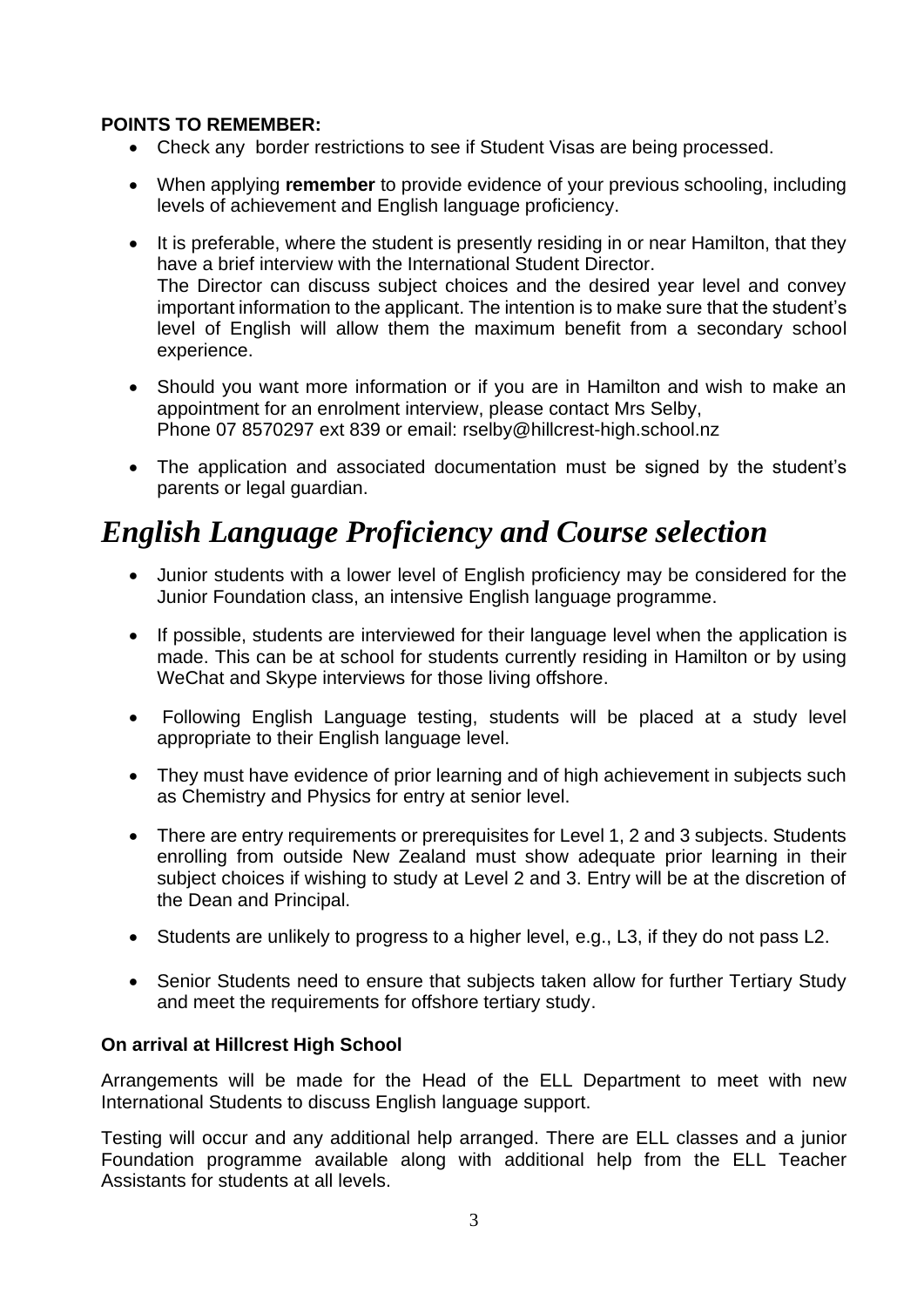**POINTS TO REMEMBER:**

- Check any border restrictions to see if Student Visas are being processed.
- When applying **remember** to provide evidence of your previous schooling, including levels of achievement and English language proficiency.
- It is preferable, where the student is presently residing in or near Hamilton, that they have a brief interview with the International Student Director.
  The Director can discuss subject choices and the desired year level and convey important information to the applicant. The intention is to make sure that the student's level of English will allow them the maximum benefit from a secondary school experience.
- Should you want more information or if you are in Hamilton and wish to make an appointment for an enrolment interview, please contact Mrs Selby,
  Phone 07 8570297 ext 839 or email: rselby@hillcrest-high.school.nz
- The application and associated documentation must be signed by the student's parents or legal guardian.

# *English Language Proficiency and Course selection*

- Junior students with a lower level of English proficiency may be considered for the Junior Foundation class, an intensive English language programme.
- If possible, students are interviewed for their language level when the application is made. This can be at school for students currently residing in Hamilton or by using WeChat and Skype interviews for those living offshore.
- Following English Language testing, students will be placed at a study level appropriate to their English language level.
- They must have evidence of prior learning and of high achievement in subjects such as Chemistry and Physics for entry at senior level.
- There are entry requirements or prerequisites for Level 1, 2 and 3 subjects. Students enrolling from outside New Zealand must show adequate prior learning in their subject choices if wishing to study at Level 2 and 3. Entry will be at the discretion of the Dean and Principal.
- Students are unlikely to progress to a higher level, e.g., L3, if they do not pass L2.
- Senior Students need to ensure that subjects taken allow for further Tertiary Study and meet the requirements for offshore tertiary study.

**On arrival at Hillcrest High School**

Arrangements will be made for the Head of the ELL Department to meet with new International Students to discuss English language support.

Testing will occur and any additional help arranged. There are ELL classes and a junior Foundation programme available along with additional help from the ELL Teacher Assistants for students at all levels.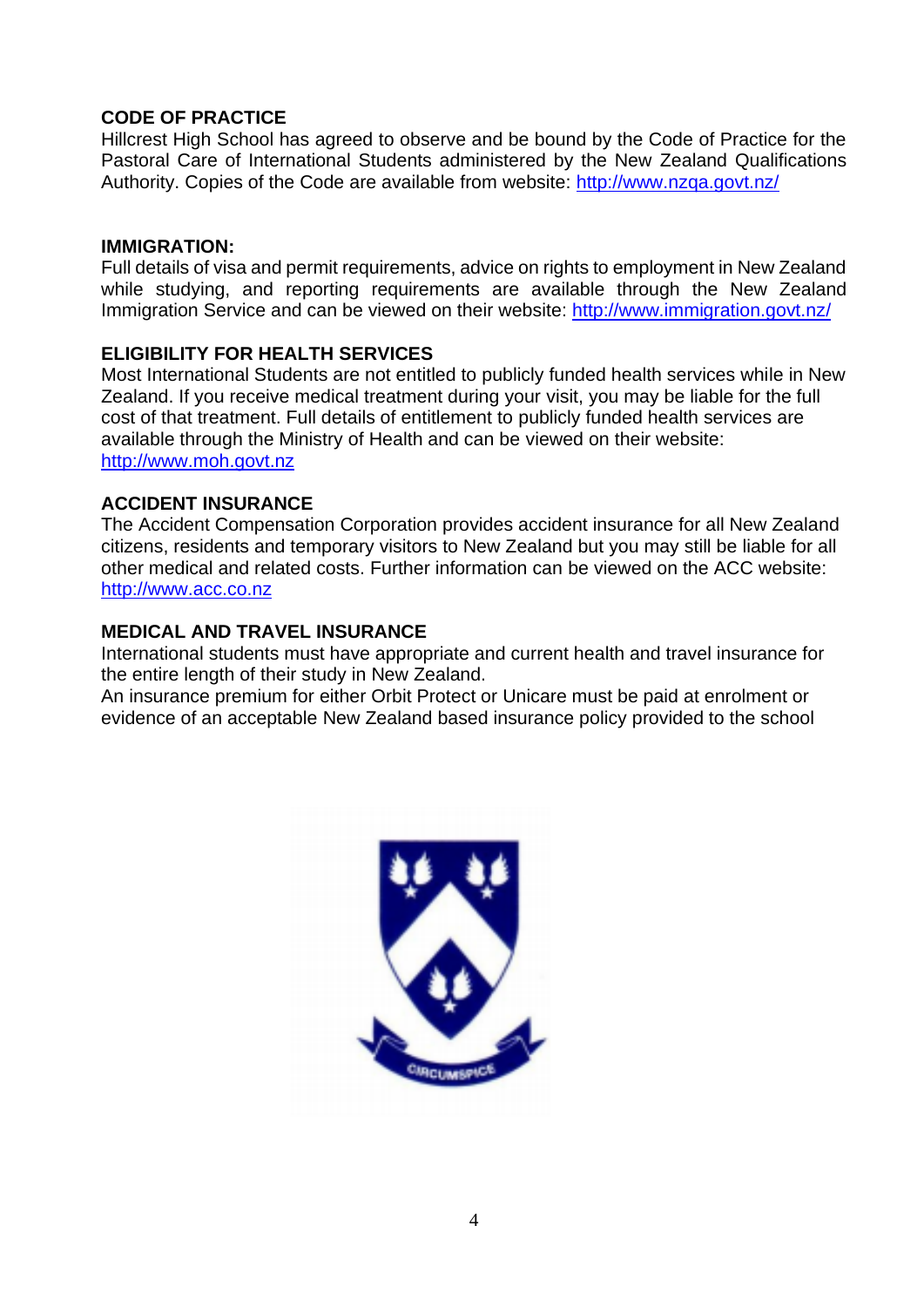## CODE OF PRACTICE

Hillcrest High School has agreed to observe and be bound by the Code of Practice for the Pastoral Care of International Students administered by the New Zealand Qualifications Authority. Copies of the Code are available from website: http://www.nzqa.govt.nz/

## IMMIGRATION:

Full details of visa and permit requirements, advice on rights to employment in New Zealand while studying, and reporting requirements are available through the New Zealand Immigration Service and can be viewed on their website: http://www.immigration.govt.nz/

## ELIGIBILITY FOR HEALTH SERVICES

Most International Students are not entitled to publicly funded health services while in New Zealand. If you receive medical treatment during your visit, you may be liable for the full cost of that treatment. Full details of entitlement to publicly funded health services are available through the Ministry of Health and can be viewed on their website: http://www.moh.govt.nz

## ACCIDENT INSURANCE

The Accident Compensation Corporation provides accident insurance for all New Zealand citizens, residents and temporary visitors to New Zealand but you may still be liable for all other medical and related costs. Further information can be viewed on the ACC website: http://www.acc.co.nz

## MEDICAL AND TRAVEL INSURANCE

International students must have appropriate and current health and travel insurance for the entire length of their study in New Zealand.

An insurance premium for either Orbit Protect or Unicare must be paid at enrolment or evidence of an acceptable New Zealand based insurance policy provided to the school